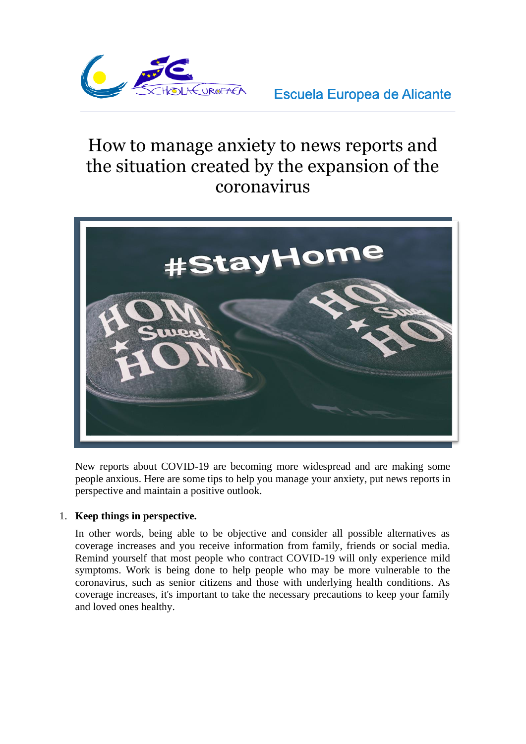Escuela Europea de Alicante

# How to manage anxiety to news reports and the situation created by the expansion of the coronavirus

New reports about COVID-19 are becoming more widespread and are making some people anxious. Here are some tips to help you manage your anxiety, put news reports in perspective and maintain a positive outlook.

1. **Keep things in perspective.**

   In other words, being able to be objective and consider all possible alternatives as coverage increases and you receive information from family, friends or social media. Remind yourself that most people who contract COVID-19 will only experience mild symptoms. Work is being done to help people who may be more vulnerable to the coronavirus, such as senior citizens and those with underlying health conditions. As coverage increases, it's important to take the necessary precautions to keep your family and loved ones healthy.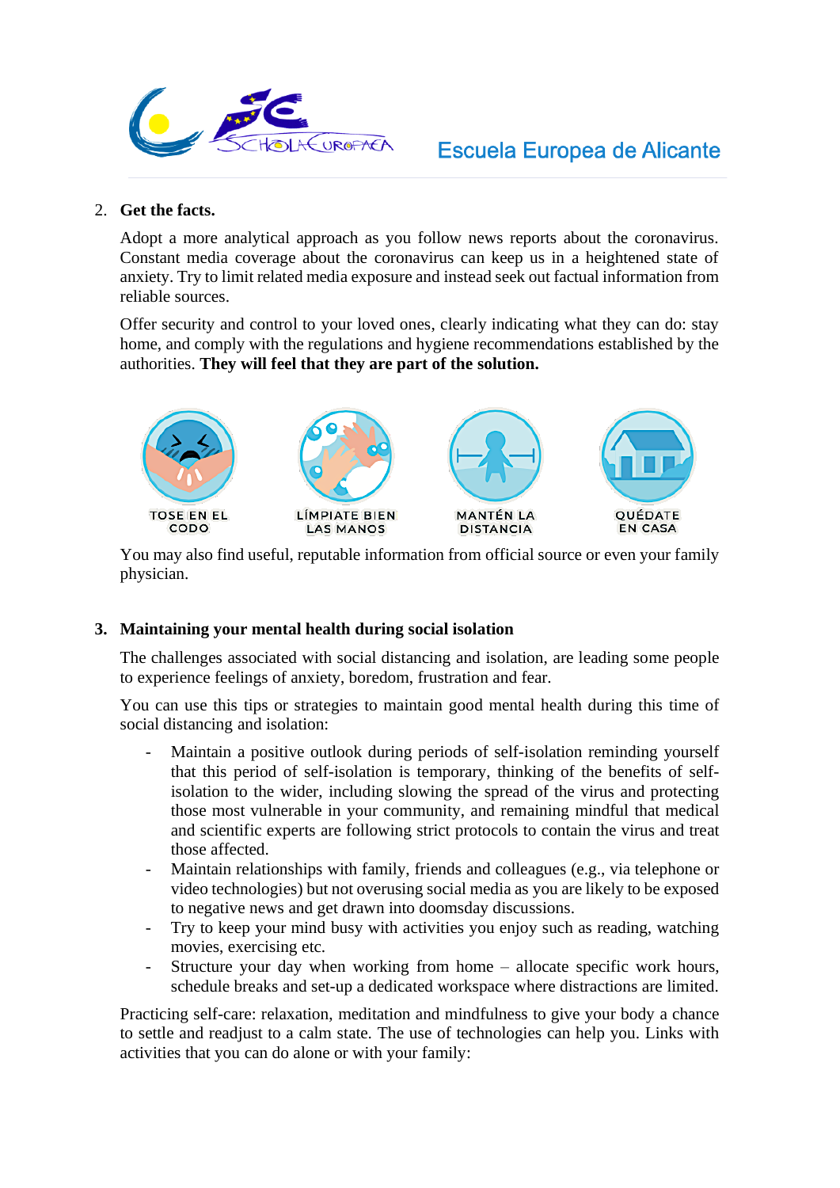2. **Get the facts.**

Adopt a more analytical approach as you follow news reports about the coronavirus. Constant media coverage about the coronavirus can keep us in a heightened state of anxiety. Try to limit related media exposure and instead seek out factual information from reliable sources.

Offer security and control to your loved ones, clearly indicating what they can do: stay home, and comply with the regulations and hygiene recommendations established by the authorities. **They will feel that they are part of the solution.**

TOSE EN EL CODO | LÍMPIATE BIEN LAS MANOS | MANTÉN LA DISTANCIA | QUÉDATE EN CASA

You may also find useful, reputable information from official source or even your family physician.

3. **Maintaining your mental health during social isolation**

The challenges associated with social distancing and isolation, are leading some people to experience feelings of anxiety, boredom, frustration and fear.

You can use this tips or strategies to maintain good mental health during this time of social distancing and isolation:

- Maintain a positive outlook during periods of self-isolation reminding yourself that this period of self-isolation is temporary, thinking of the benefits of self-isolation to the wider, including slowing the spread of the virus and protecting those most vulnerable in your community, and remaining mindful that medical and scientific experts are following strict protocols to contain the virus and treat those affected.
- Maintain relationships with family, friends and colleagues (e.g., via telephone or video technologies) but not overusing social media as you are likely to be exposed to negative news and get drawn into doomsday discussions.
- Try to keep your mind busy with activities you enjoy such as reading, watching movies, exercising etc.
- Structure your day when working from home – allocate specific work hours, schedule breaks and set-up a dedicated workspace where distractions are limited.

Practicing self-care: relaxation, meditation and mindfulness to give your body a chance to settle and readjust to a calm state. The use of technologies can help you. Links with activities that you can do alone or with your family: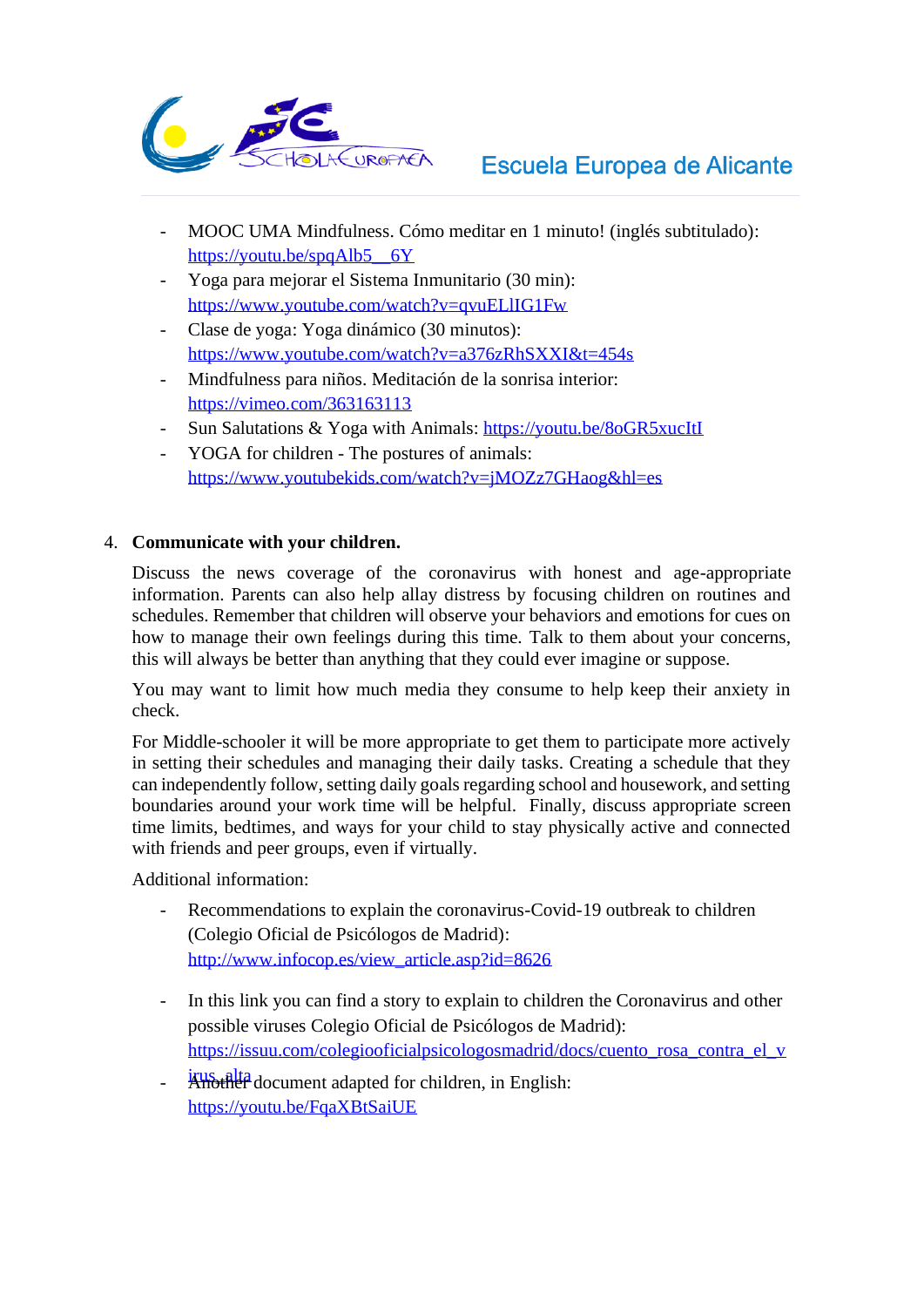- MOOC UMA Mindfulness. Cómo meditar en 1 minuto! (inglés subtitulado): https://youtu.be/spqAlb5__6Y
- Yoga para mejorar el Sistema Inmunitario (30 min): https://www.youtube.com/watch?v=qvuELlIG1Fw
- Clase de yoga: Yoga dinámico (30 minutos): https://www.youtube.com/watch?v=a376zRhSXXI&t=454s
- Mindfulness para niños. Meditación de la sonrisa interior: https://vimeo.com/363163113
- Sun Salutations & Yoga with Animals: https://youtu.be/8oGR5xucItI
- YOGA for children - The postures of animals: https://www.youtubekids.com/watch?v=jMOZz7GHaog&hl=es

4. **Communicate with your children.**

   Discuss the news coverage of the coronavirus with honest and age-appropriate information. Parents can also help allay distress by focusing children on routines and schedules. Remember that children will observe your behaviors and emotions for cues on how to manage their own feelings during this time. Talk to them about your concerns, this will always be better than anything that they could ever imagine or suppose.

   You may want to limit how much media they consume to help keep their anxiety in check.

   For Middle-schooler it will be more appropriate to get them to participate more actively in setting their schedules and managing their daily tasks. Creating a schedule that they can independently follow, setting daily goals regarding school and housework, and setting boundaries around your work time will be helpful. Finally, discuss appropriate screen time limits, bedtimes, and ways for your child to stay physically active and connected with friends and peer groups, even if virtually.

   Additional information:

   - Recommendations to explain the coronavirus-Covid-19 outbreak to children (Colegio Oficial de Psicólogos de Madrid): http://www.infocop.es/view_article.asp?id=8626
   - In this link you can find a story to explain to children the Coronavirus and other possible viruses Colegio Oficial de Psicólogos de Madrid): https://issuu.com/colegiooficialpsicologosmadrid/docs/cuento_rosa_contra_el_virus_alta
   - Another document adapted for children, in English: https://youtu.be/FqaXBtSaiUE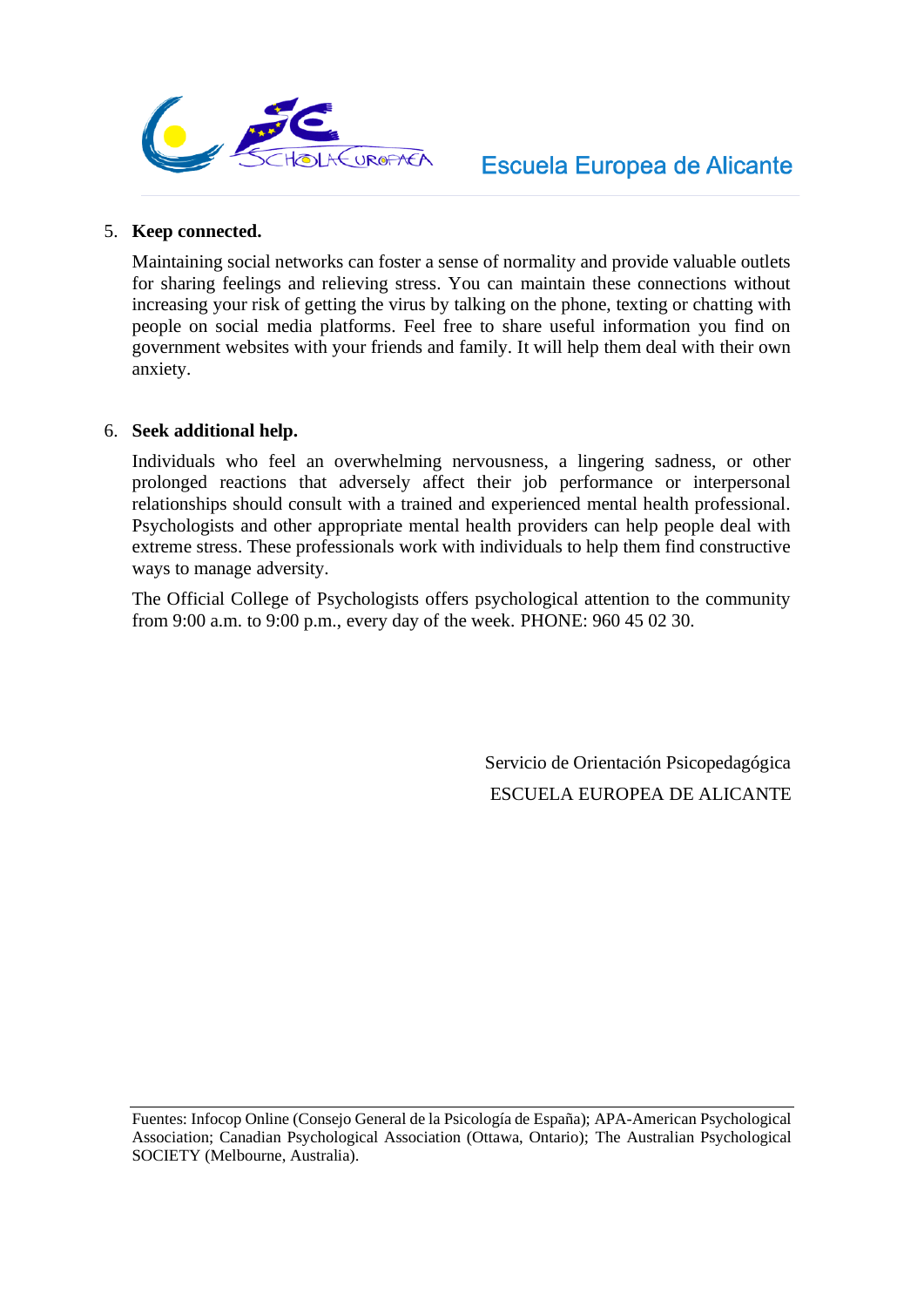5. **Keep connected.**

   Maintaining social networks can foster a sense of normality and provide valuable outlets for sharing feelings and relieving stress. You can maintain these connections without increasing your risk of getting the virus by talking on the phone, texting or chatting with people on social media platforms. Feel free to share useful information you find on government websites with your friends and family. It will help them deal with their own anxiety.

6. **Seek additional help.**

   Individuals who feel an overwhelming nervousness, a lingering sadness, or other prolonged reactions that adversely affect their job performance or interpersonal relationships should consult with a trained and experienced mental health professional. Psychologists and other appropriate mental health providers can help people deal with extreme stress. These professionals work with individuals to help them find constructive ways to manage adversity.

   The Official College of Psychologists offers psychological attention to the community from 9:00 a.m. to 9:00 p.m., every day of the week. PHONE: 960 45 02 30.

Servicio de Orientación Psicopedagógica
ESCUELA EUROPEA DE ALICANTE

---

Fuentes: Infocop Online (Consejo General de la Psicología de España); APA-American Psychological Association; Canadian Psychological Association (Ottawa, Ontario); The Australian Psychological SOCIETY (Melbourne, Australia).